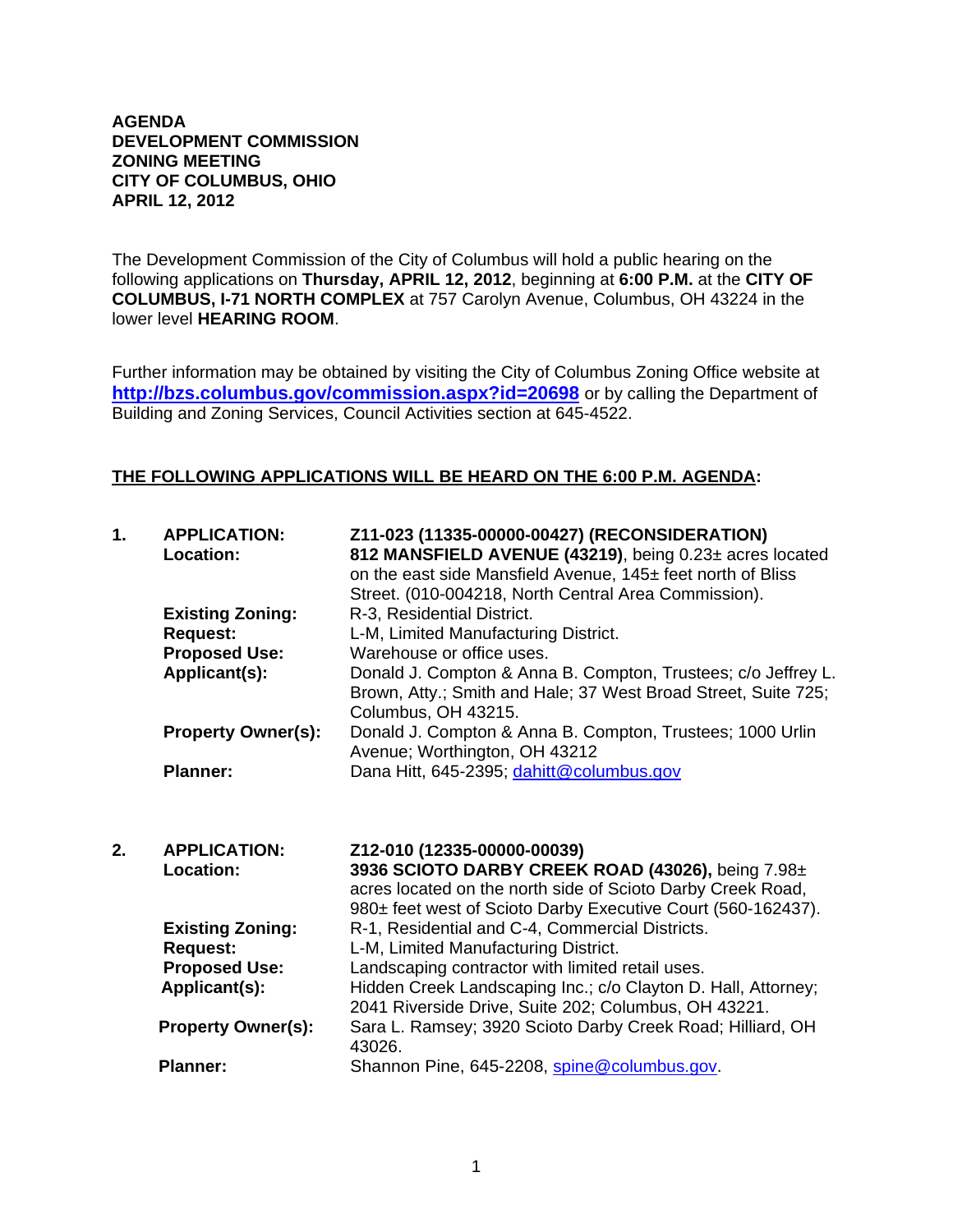**AGENDA**
**DEVELOPMENT COMMISSION**
**ZONING MEETING**
**CITY OF COLUMBUS, OHIO**
**APRIL 12, 2012**

The Development Commission of the City of Columbus will hold a public hearing on the following applications on **Thursday, APRIL 12, 2012**, beginning at **6:00 P.M.** at the **CITY OF COLUMBUS, I-71 NORTH COMPLEX** at 757 Carolyn Avenue, Columbus, OH 43224 in the lower level **HEARING ROOM**.

Further information may be obtained by visiting the City of Columbus Zoning Office website at **http://bzs.columbus.gov/commission.aspx?id=20698** or by calling the Department of Building and Zoning Services, Council Activities section at 645-4522.

**THE FOLLOWING APPLICATIONS WILL BE HEARD ON THE 6:00 P.M. AGENDA:**

**1. APPLICATION:** **Z11-023 (11335-00000-00427) (RECONSIDERATION)**
**Location:** **812 MANSFIELD AVENUE (43219)**, being 0.23± acres located on the east side Mansfield Avenue, 145± feet north of Bliss Street. (010-004218, North Central Area Commission).
**Existing Zoning:** R-3, Residential District.
**Request:** L-M, Limited Manufacturing District.
**Proposed Use:** Warehouse or office uses.
**Applicant(s):** Donald J. Compton & Anna B. Compton, Trustees; c/o Jeffrey L. Brown, Atty.; Smith and Hale; 37 West Broad Street, Suite 725; Columbus, OH 43215.
**Property Owner(s):** Donald J. Compton & Anna B. Compton, Trustees; 1000 Urlin Avenue; Worthington, OH 43212
**Planner:** Dana Hitt, 645-2395; dahitt@columbus.gov

**2. APPLICATION:** **Z12-010 (12335-00000-00039)**
**Location:** **3936 SCIOTO DARBY CREEK ROAD (43026),** being 7.98± acres located on the north side of Scioto Darby Creek Road, 980± feet west of Scioto Darby Executive Court (560-162437).
**Existing Zoning:** R-1, Residential and C-4, Commercial Districts.
**Request:** L-M, Limited Manufacturing District.
**Proposed Use:** Landscaping contractor with limited retail uses.
**Applicant(s):** Hidden Creek Landscaping Inc.; c/o Clayton D. Hall, Attorney; 2041 Riverside Drive, Suite 202; Columbus, OH 43221.
**Property Owner(s):** Sara L. Ramsey; 3920 Scioto Darby Creek Road; Hilliard, OH 43026.
**Planner:** Shannon Pine, 645-2208, spine@columbus.gov.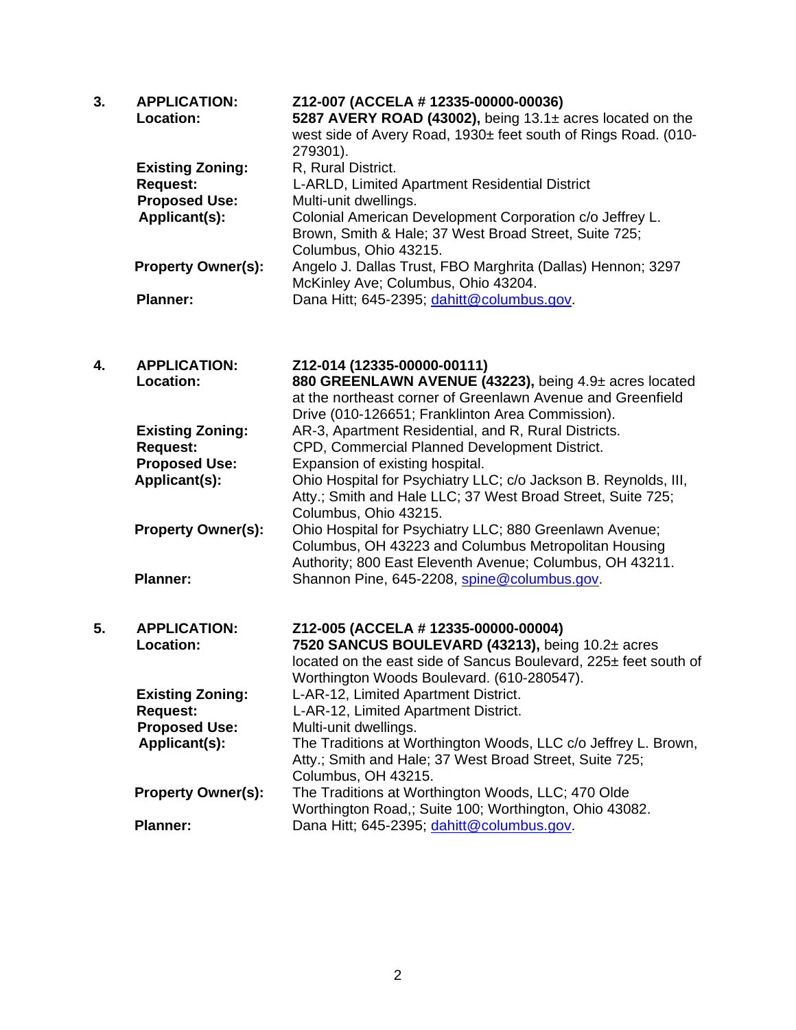**3. APPLICATION:** **Z12-007 (ACCELA # 12335-00000-00036)**

**Location:** **5287 AVERY ROAD (43002),** being 13.1± acres located on the west side of Avery Road, 1930± feet south of Rings Road. (010-279301).

**Existing Zoning:** R, Rural District.

**Request:** L-ARLD, Limited Apartment Residential District

**Proposed Use:** Multi-unit dwellings.

**Applicant(s):** Colonial American Development Corporation c/o Jeffrey L. Brown, Smith & Hale; 37 West Broad Street, Suite 725; Columbus, Ohio 43215.

**Property Owner(s):** Angelo J. Dallas Trust, FBO Marghrita (Dallas) Hennon; 3297 McKinley Ave; Columbus, Ohio 43204.

**Planner:** Dana Hitt; 645-2395; dahitt@columbus.gov.

**4. APPLICATION:** **Z12-014 (12335-00000-00111)**

**Location:** **880 GREENLAWN AVENUE (43223),** being 4.9± acres located at the northeast corner of Greenlawn Avenue and Greenfield Drive (010-126651; Franklinton Area Commission).

**Existing Zoning:** AR-3, Apartment Residential, and R, Rural Districts.

**Request:** CPD, Commercial Planned Development District.

**Proposed Use:** Expansion of existing hospital.

**Applicant(s):** Ohio Hospital for Psychiatry LLC; c/o Jackson B. Reynolds, III, Atty.; Smith and Hale LLC; 37 West Broad Street, Suite 725; Columbus, Ohio 43215.

**Property Owner(s):** Ohio Hospital for Psychiatry LLC; 880 Greenlawn Avenue; Columbus, OH 43223 and Columbus Metropolitan Housing Authority; 800 East Eleventh Avenue; Columbus, OH 43211.

**Planner:** Shannon Pine, 645-2208, spine@columbus.gov.

**5. APPLICATION:** **Z12-005 (ACCELA # 12335-00000-00004)**

**Location:** **7520 SANCUS BOULEVARD (43213),** being 10.2± acres located on the east side of Sancus Boulevard, 225± feet south of Worthington Woods Boulevard. (610-280547).

**Existing Zoning:** L-AR-12, Limited Apartment District.

**Request:** L-AR-12, Limited Apartment District.

**Proposed Use:** Multi-unit dwellings.

**Applicant(s):** The Traditions at Worthington Woods, LLC c/o Jeffrey L. Brown, Atty.; Smith and Hale; 37 West Broad Street, Suite 725; Columbus, OH 43215.

**Property Owner(s):** The Traditions at Worthington Woods, LLC; 470 Olde Worthington Road,; Suite 100; Worthington, Ohio 43082.

**Planner:** Dana Hitt; 645-2395; dahitt@columbus.gov.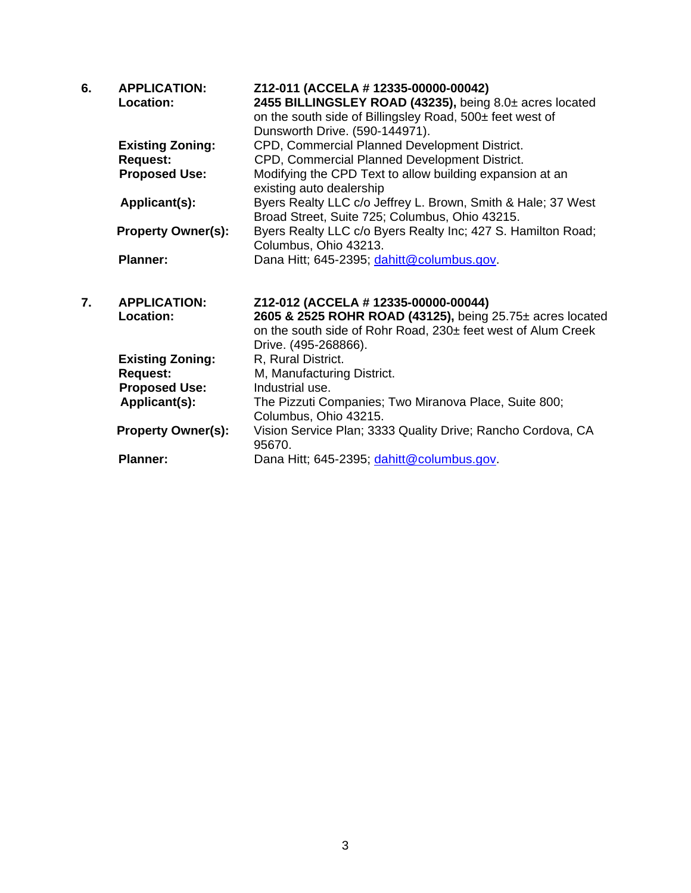6. **APPLICATION:** **Z12-011 (ACCELA # 12335-00000-00042)**

**Location:** **2455 BILLINGSLEY ROAD (43235),** being 8.0± acres located on the south side of Billingsley Road, 500± feet west of Dunsworth Drive. (590-144971).

**Existing Zoning:** CPD, Commercial Planned Development District.

**Request:** CPD, Commercial Planned Development District.

**Proposed Use:** Modifying the CPD Text to allow building expansion at an existing auto dealership

**Applicant(s):** Byers Realty LLC c/o Jeffrey L. Brown, Smith & Hale; 37 West Broad Street, Suite 725; Columbus, Ohio 43215.

**Property Owner(s):** Byers Realty LLC c/o Byers Realty Inc; 427 S. Hamilton Road; Columbus, Ohio 43213.

**Planner:** Dana Hitt; 645-2395; dahitt@columbus.gov.

7. **APPLICATION:** **Z12-012 (ACCELA # 12335-00000-00044)**

**Location:** **2605 & 2525 ROHR ROAD (43125),** being 25.75± acres located on the south side of Rohr Road, 230± feet west of Alum Creek Drive. (495-268866).

**Existing Zoning:** R, Rural District.

**Request:** M, Manufacturing District.

**Proposed Use:** Industrial use.

**Applicant(s):** The Pizzuti Companies; Two Miranova Place, Suite 800; Columbus, Ohio 43215.

**Property Owner(s):** Vision Service Plan; 3333 Quality Drive; Rancho Cordova, CA 95670.

**Planner:** Dana Hitt; 645-2395; dahitt@columbus.gov.